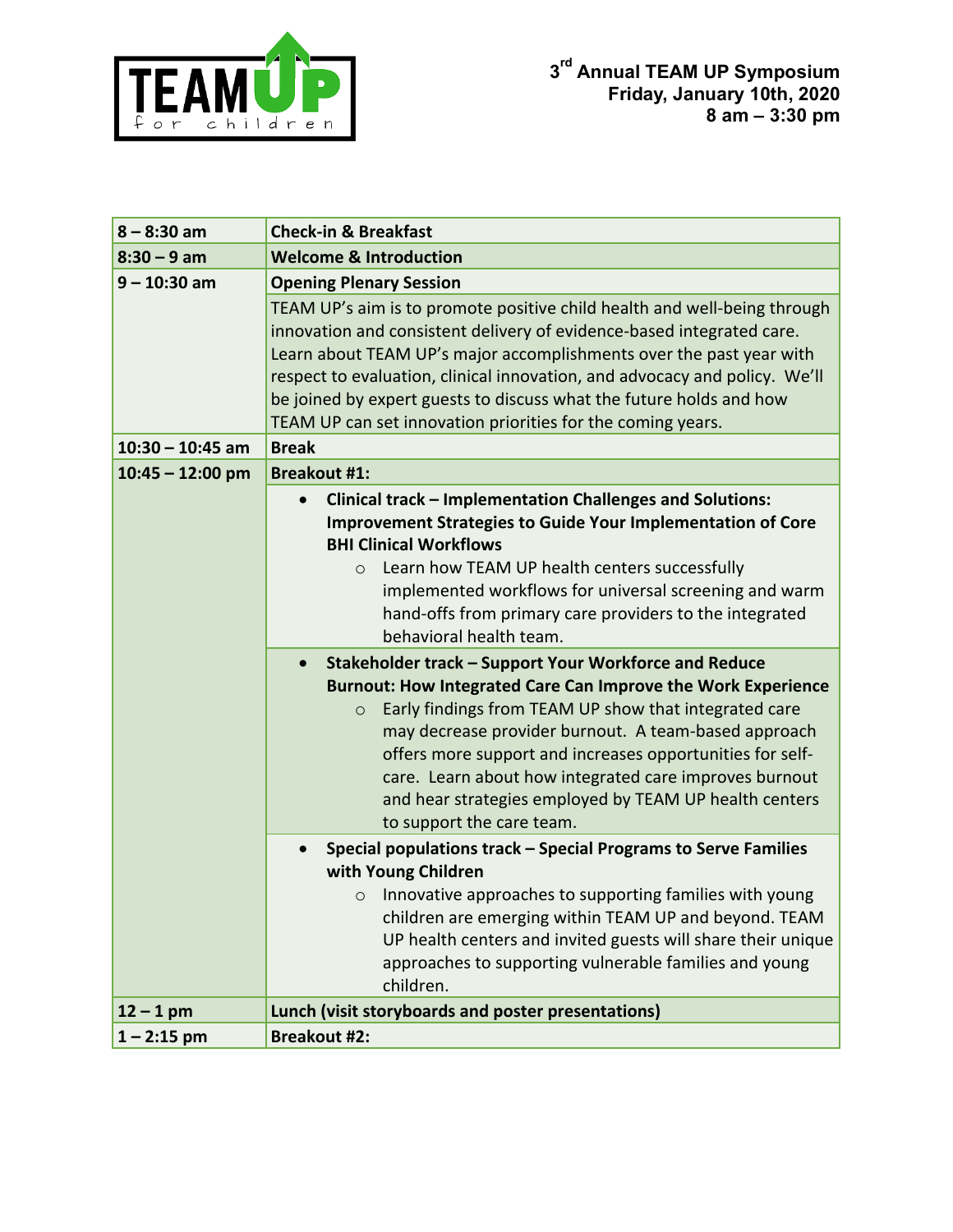TEAM UP for children

**3rd Annual TEAM UP Symposium**
**Friday, January 10th, 2020**
**8 am – 3:30 pm**

| | |
|---|---|
| **8 – 8:30 am** | **Check-in & Breakfast** |
| **8:30 – 9 am** | **Welcome & Introduction** |
| **9 – 10:30 am** | **Opening Plenary Session** |
| | TEAM UP's aim is to promote positive child health and well-being through innovation and consistent delivery of evidence-based integrated care. Learn about TEAM UP's major accomplishments over the past year with respect to evaluation, clinical innovation, and advocacy and policy. We'll be joined by expert guests to discuss what the future holds and how TEAM UP can set innovation priorities for the coming years. |
| **10:30 – 10:45 am** | **Break** |
| **10:45 – 12:00 pm** | **Breakout #1:** |
| | • **Clinical track – Implementation Challenges and Solutions: Improvement Strategies to Guide Your Implementation of Core BHI Clinical Workflows**<br>  ○ Learn how TEAM UP health centers successfully implemented workflows for universal screening and warm hand-offs from primary care providers to the integrated behavioral health team. |
| | • **Stakeholder track – Support Your Workforce and Reduce Burnout: How Integrated Care Can Improve the Work Experience**<br>  ○ Early findings from TEAM UP show that integrated care may decrease provider burnout. A team-based approach offers more support and increases opportunities for self-care. Learn about how integrated care improves burnout and hear strategies employed by TEAM UP health centers to support the care team. |
| | • **Special populations track – Special Programs to Serve Families with Young Children**<br>  ○ Innovative approaches to supporting families with young children are emerging within TEAM UP and beyond. TEAM UP health centers and invited guests will share their unique approaches to supporting vulnerable families and young children. |
| **12 – 1 pm** | **Lunch (visit storyboards and poster presentations)** |
| **1 – 2:15 pm** | **Breakout #2:** |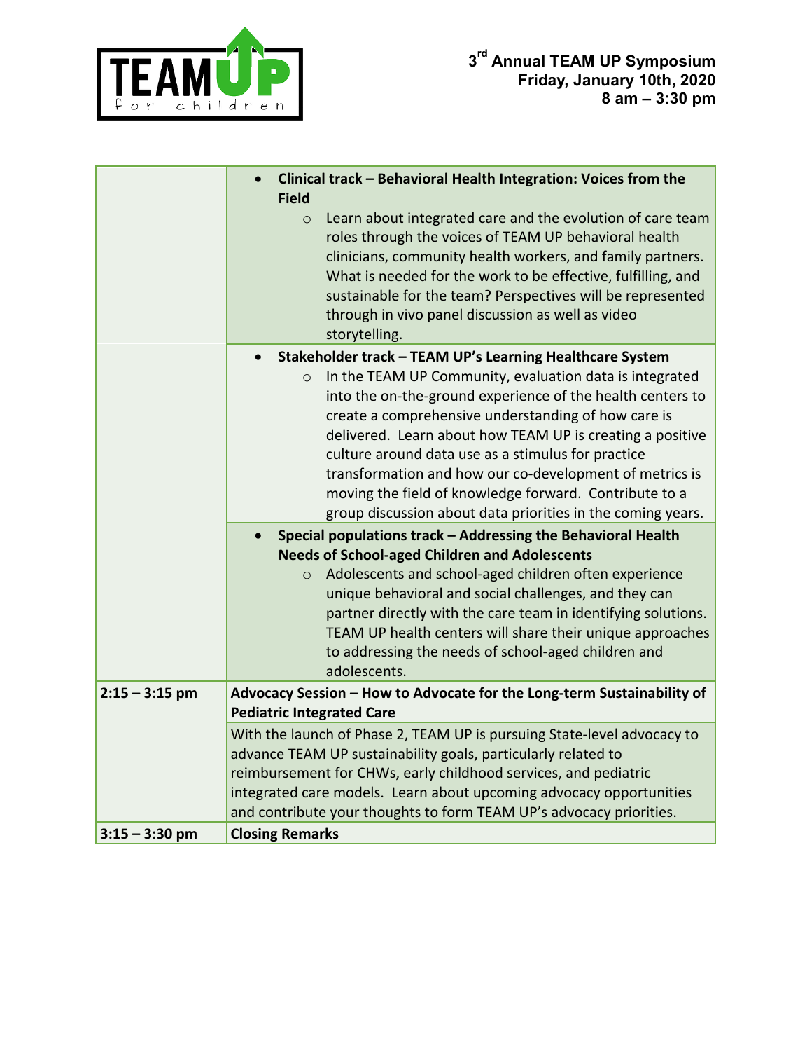| | |
|---|---|
| | • **Clinical track – Behavioral Health Integration: Voices from the Field**<br>  ○ Learn about integrated care and the evolution of care team roles through the voices of TEAM UP behavioral health clinicians, community health workers, and family partners. What is needed for the work to be effective, fulfilling, and sustainable for the team? Perspectives will be represented through in vivo panel discussion as well as video storytelling. |
| | • **Stakeholder track – TEAM UP's Learning Healthcare System**<br>  ○ In the TEAM UP Community, evaluation data is integrated into the on-the-ground experience of the health centers to create a comprehensive understanding of how care is delivered. Learn about how TEAM UP is creating a positive culture around data use as a stimulus for practice transformation and how our co-development of metrics is moving the field of knowledge forward. Contribute to a group discussion about data priorities in the coming years. |
| | • **Special populations track – Addressing the Behavioral Health Needs of School-aged Children and Adolescents**<br>  ○ Adolescents and school-aged children often experience unique behavioral and social challenges, and they can partner directly with the care team in identifying solutions. TEAM UP health centers will share their unique approaches to addressing the needs of school-aged children and adolescents. |
| **2:15 – 3:15 pm** | **Advocacy Session – How to Advocate for the Long-term Sustainability of Pediatric Integrated Care** |
| | With the launch of Phase 2, TEAM UP is pursuing State-level advocacy to advance TEAM UP sustainability goals, particularly related to reimbursement for CHWs, early childhood services, and pediatric integrated care models. Learn about upcoming advocacy opportunities and contribute your thoughts to form TEAM UP's advocacy priorities. |
| **3:15 – 3:30 pm** | **Closing Remarks** |